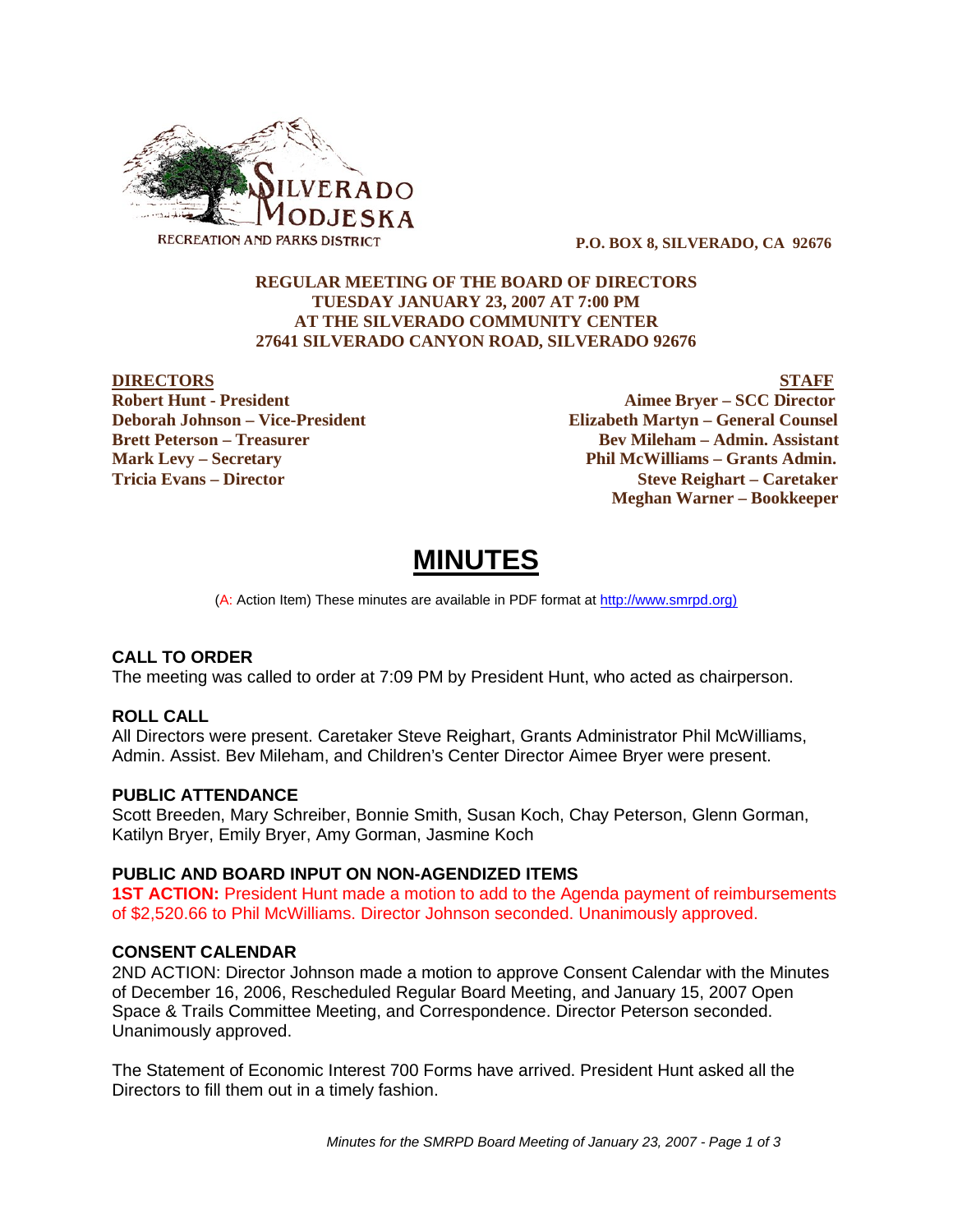SILVERADO MODJESKA RECREATION AND PARKS DISTRICT

**P.O. BOX 8, SILVERADO, CA 92676**

**REGULAR MEETING OF THE BOARD OF DIRECTORS**
**TUESDAY JANUARY 23, 2007 AT 7:00 PM**
**AT THE SILVERADO COMMUNITY CENTER**
**27641 SILVERADO CANYON ROAD, SILVERADO 92676**

| DIRECTORS | STAFF |
|---|---|
| **Robert Hunt - President** | **Aimee Bryer – SCC Director** |
| **Deborah Johnson – Vice-President** | **Elizabeth Martyn – General Counsel** |
| **Brett Peterson – Treasurer** | **Bev Mileham – Admin. Assistant** |
| **Mark Levy – Secretary** | **Phil McWilliams – Grants Admin.** |
| **Tricia Evans – Director** | **Steve Reighart – Caretaker** |
| | **Meghan Warner – Bookkeeper** |

# MINUTES

(A: Action Item) These minutes are available in PDF format at http://www.smrpd.org)

### CALL TO ORDER

The meeting was called to order at 7:09 PM by President Hunt, who acted as chairperson.

### ROLL CALL

All Directors were present. Caretaker Steve Reighart, Grants Administrator Phil McWilliams, Admin. Assist. Bev Mileham, and Children's Center Director Aimee Bryer were present.

### PUBLIC ATTENDANCE

Scott Breeden, Mary Schreiber, Bonnie Smith, Susan Koch, Chay Peterson, Glenn Gorman, Katilyn Bryer, Emily Bryer, Amy Gorman, Jasmine Koch

### PUBLIC AND BOARD INPUT ON NON-AGENDIZED ITEMS

**1ST ACTION:** President Hunt made a motion to add to the Agenda payment of reimbursements of $2,520.66 to Phil McWilliams. Director Johnson seconded. Unanimously approved.

### CONSENT CALENDAR

2ND ACTION: Director Johnson made a motion to approve Consent Calendar with the Minutes of December 16, 2006, Rescheduled Regular Board Meeting, and January 15, 2007 Open Space & Trails Committee Meeting, and Correspondence. Director Peterson seconded. Unanimously approved.

The Statement of Economic Interest 700 Forms have arrived. President Hunt asked all the Directors to fill them out in a timely fashion.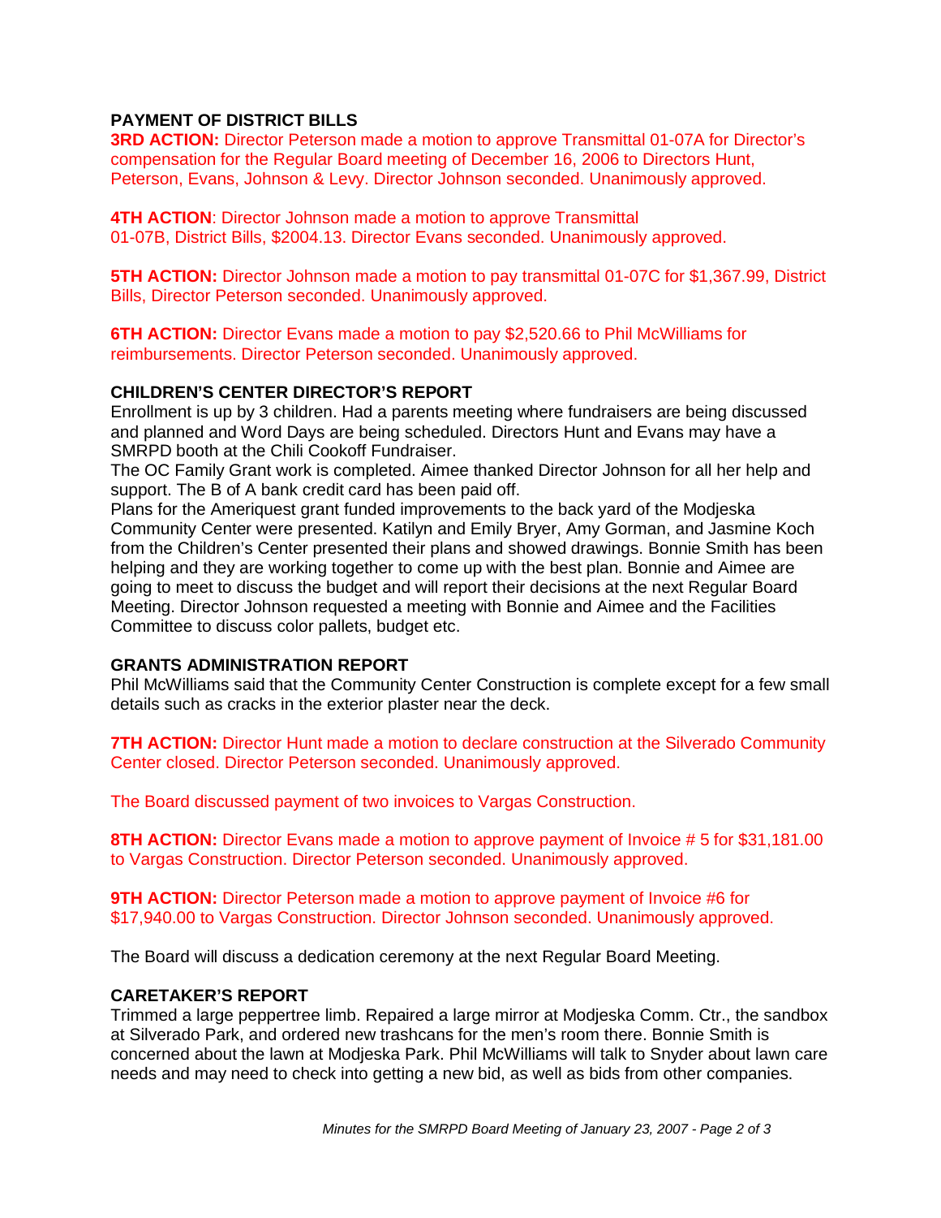### PAYMENT OF DISTRICT BILLS

**3RD ACTION:** Director Peterson made a motion to approve Transmittal 01-07A for Director's compensation for the Regular Board meeting of December 16, 2006 to Directors Hunt, Peterson, Evans, Johnson & Levy. Director Johnson seconded. Unanimously approved.

**4TH ACTION**: Director Johnson made a motion to approve Transmittal 01-07B, District Bills, $2004.13. Director Evans seconded. Unanimously approved.

**5TH ACTION:** Director Johnson made a motion to pay transmittal 01-07C for $1,367.99, District Bills, Director Peterson seconded. Unanimously approved.

**6TH ACTION:** Director Evans made a motion to pay $2,520.66 to Phil McWilliams for reimbursements. Director Peterson seconded. Unanimously approved.

### CHILDREN'S CENTER DIRECTOR'S REPORT

Enrollment is up by 3 children. Had a parents meeting where fundraisers are being discussed and planned and Word Days are being scheduled. Directors Hunt and Evans may have a SMRPD booth at the Chili Cookoff Fundraiser.
The OC Family Grant work is completed. Aimee thanked Director Johnson for all her help and support. The B of A bank credit card has been paid off.
Plans for the Ameriquest grant funded improvements to the back yard of the Modjeska Community Center were presented. Katilyn and Emily Bryer, Amy Gorman, and Jasmine Koch from the Children's Center presented their plans and showed drawings. Bonnie Smith has been helping and they are working together to come up with the best plan. Bonnie and Aimee are going to meet to discuss the budget and will report their decisions at the next Regular Board Meeting. Director Johnson requested a meeting with Bonnie and Aimee and the Facilities Committee to discuss color pallets, budget etc.

### GRANTS ADMINISTRATION REPORT

Phil McWilliams said that the Community Center Construction is complete except for a few small details such as cracks in the exterior plaster near the deck.

**7TH ACTION:** Director Hunt made a motion to declare construction at the Silverado Community Center closed. Director Peterson seconded. Unanimously approved.

The Board discussed payment of two invoices to Vargas Construction.

**8TH ACTION:** Director Evans made a motion to approve payment of Invoice # 5 for $31,181.00 to Vargas Construction. Director Peterson seconded. Unanimously approved.

**9TH ACTION:** Director Peterson made a motion to approve payment of Invoice #6 for $17,940.00 to Vargas Construction. Director Johnson seconded. Unanimously approved.

The Board will discuss a dedication ceremony at the next Regular Board Meeting.

### CARETAKER'S REPORT

Trimmed a large peppertree limb. Repaired a large mirror at Modjeska Comm. Ctr., the sandbox at Silverado Park, and ordered new trashcans for the men's room there. Bonnie Smith is concerned about the lawn at Modjeska Park. Phil McWilliams will talk to Snyder about lawn care needs and may need to check into getting a new bid, as well as bids from other companies.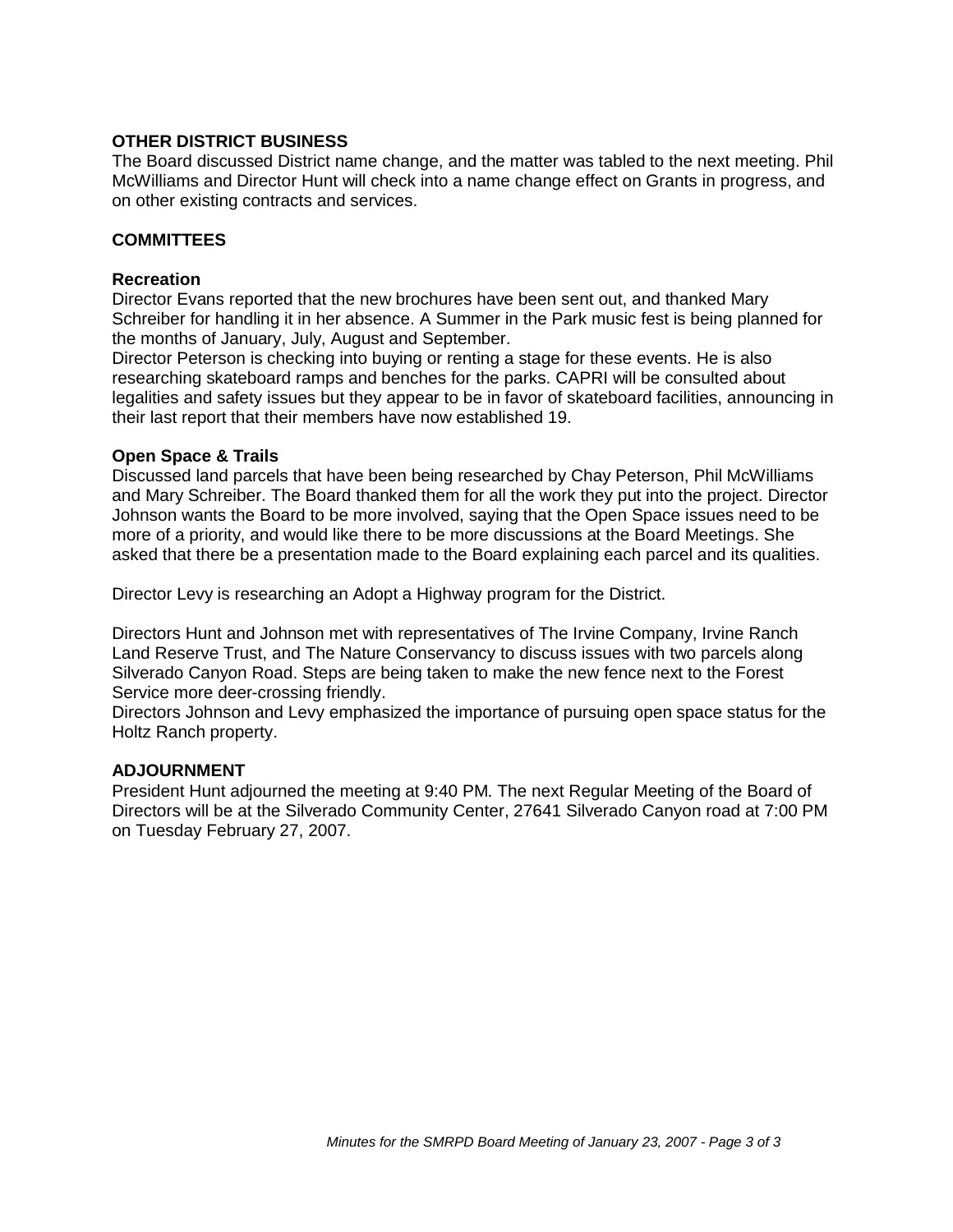## OTHER DISTRICT BUSINESS

The Board discussed District name change, and the matter was tabled to the next meeting. Phil McWilliams and Director Hunt will check into a name change effect on Grants in progress, and on other existing contracts and services.

## COMMITTEES

### Recreation

Director Evans reported that the new brochures have been sent out, and thanked Mary Schreiber for handling it in her absence. A Summer in the Park music fest is being planned for the months of January, July, August and September.

Director Peterson is checking into buying or renting a stage for these events. He is also researching skateboard ramps and benches for the parks. CAPRI will be consulted about legalities and safety issues but they appear to be in favor of skateboard facilities, announcing in their last report that their members have now established 19.

### Open Space & Trails

Discussed land parcels that have been being researched by Chay Peterson, Phil McWilliams and Mary Schreiber. The Board thanked them for all the work they put into the project. Director Johnson wants the Board to be more involved, saying that the Open Space issues need to be more of a priority, and would like there to be more discussions at the Board Meetings. She asked that there be a presentation made to the Board explaining each parcel and its qualities.

Director Levy is researching an Adopt a Highway program for the District.

Directors Hunt and Johnson met with representatives of The Irvine Company, Irvine Ranch Land Reserve Trust, and The Nature Conservancy to discuss issues with two parcels along Silverado Canyon Road. Steps are being taken to make the new fence next to the Forest Service more deer-crossing friendly.

Directors Johnson and Levy emphasized the importance of pursuing open space status for the Holtz Ranch property.

## ADJOURNMENT

President Hunt adjourned the meeting at 9:40 PM. The next Regular Meeting of the Board of Directors will be at the Silverado Community Center, 27641 Silverado Canyon road at 7:00 PM on Tuesday February 27, 2007.